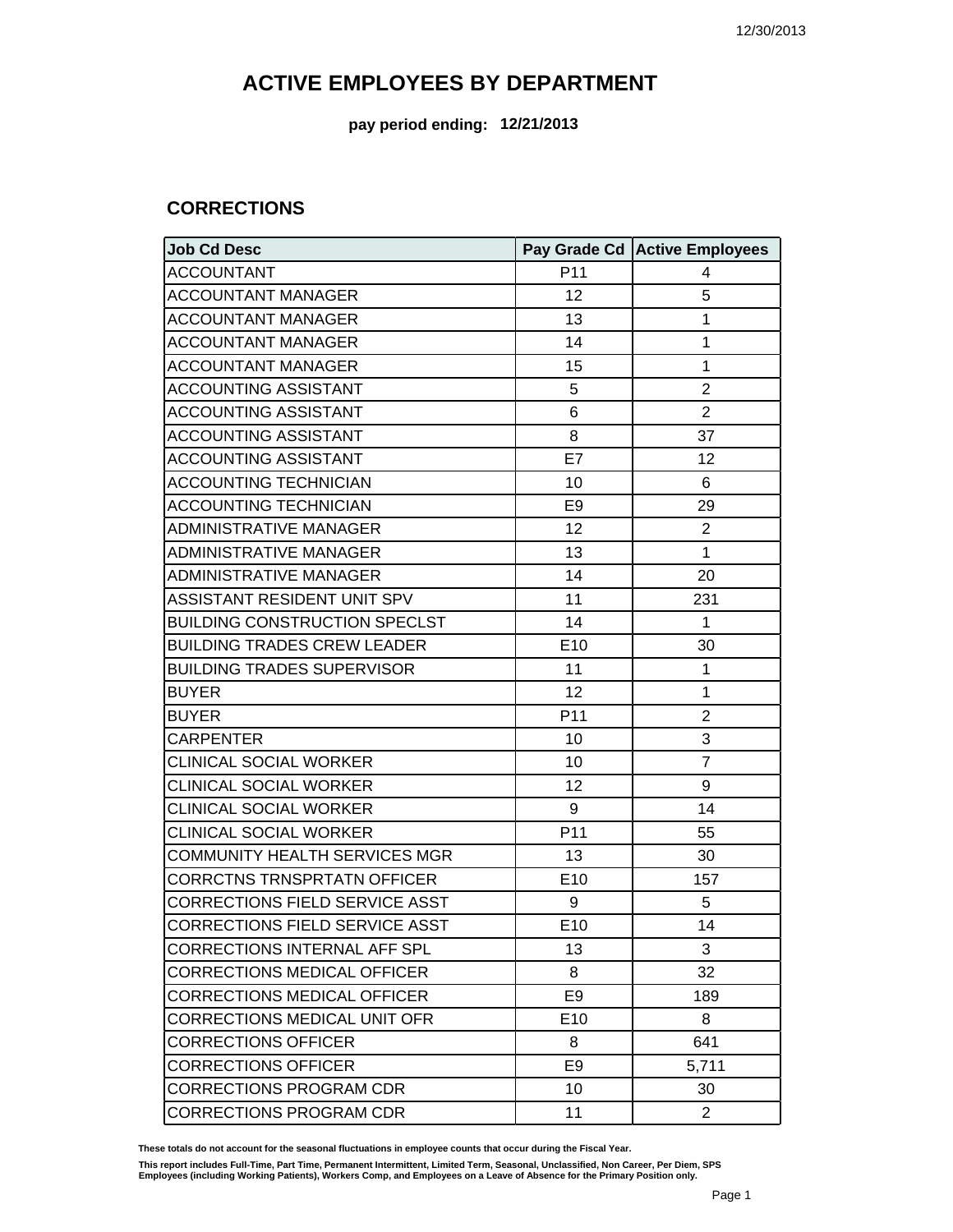# ACTIVE EMPLOYEES BY DEPARTMENT

**pay period ending: 12/21/2013**

## CORRECTIONS

| Job Cd Desc | Pay Grade Cd | Active Employees |
|---|---|---|
| ACCOUNTANT | P11 | 4 |
| ACCOUNTANT MANAGER | 12 | 5 |
| ACCOUNTANT MANAGER | 13 | 1 |
| ACCOUNTANT MANAGER | 14 | 1 |
| ACCOUNTANT MANAGER | 15 | 1 |
| ACCOUNTING ASSISTANT | 5 | 2 |
| ACCOUNTING ASSISTANT | 6 | 2 |
| ACCOUNTING ASSISTANT | 8 | 37 |
| ACCOUNTING ASSISTANT | E7 | 12 |
| ACCOUNTING TECHNICIAN | 10 | 6 |
| ACCOUNTING TECHNICIAN | E9 | 29 |
| ADMINISTRATIVE MANAGER | 12 | 2 |
| ADMINISTRATIVE MANAGER | 13 | 1 |
| ADMINISTRATIVE MANAGER | 14 | 20 |
| ASSISTANT RESIDENT UNIT SPV | 11 | 231 |
| BUILDING CONSTRUCTION SPECLST | 14 | 1 |
| BUILDING TRADES CREW LEADER | E10 | 30 |
| BUILDING TRADES SUPERVISOR | 11 | 1 |
| BUYER | 12 | 1 |
| BUYER | P11 | 2 |
| CARPENTER | 10 | 3 |
| CLINICAL SOCIAL WORKER | 10 | 7 |
| CLINICAL SOCIAL WORKER | 12 | 9 |
| CLINICAL SOCIAL WORKER | 9 | 14 |
| CLINICAL SOCIAL WORKER | P11 | 55 |
| COMMUNITY HEALTH SERVICES MGR | 13 | 30 |
| CORRCTNS TRNSPRTATN OFFICER | E10 | 157 |
| CORRECTIONS FIELD SERVICE ASST | 9 | 5 |
| CORRECTIONS FIELD SERVICE ASST | E10 | 14 |
| CORRECTIONS INTERNAL AFF SPL | 13 | 3 |
| CORRECTIONS MEDICAL OFFICER | 8 | 32 |
| CORRECTIONS MEDICAL OFFICER | E9 | 189 |
| CORRECTIONS MEDICAL UNIT OFR | E10 | 8 |
| CORRECTIONS OFFICER | 8 | 641 |
| CORRECTIONS OFFICER | E9 | 5,711 |
| CORRECTIONS PROGRAM CDR | 10 | 30 |
| CORRECTIONS PROGRAM CDR | 11 | 2 |

**These totals do not account for the seasonal fluctuations in employee counts that occur during the Fiscal Year.**

**This report includes Full-Time, Part Time, Permanent Intermittent, Limited Term, Seasonal, Unclassified, Non Career, Per Diem, SPS Employees (including Working Patients), Workers Comp, and Employees on a Leave of Absence for the Primary Position only.**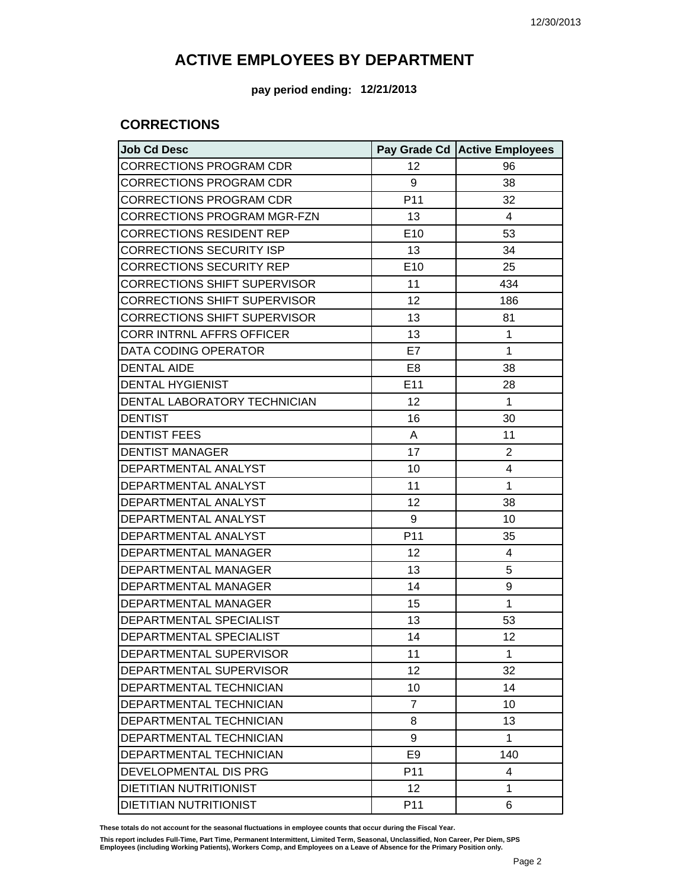# ACTIVE EMPLOYEES BY DEPARTMENT

**pay period ending: 12/21/2013**

## CORRECTIONS

| Job Cd Desc | Pay Grade Cd | Active Employees |
| --- | --- | --- |
| CORRECTIONS PROGRAM CDR | 12 | 96 |
| CORRECTIONS PROGRAM CDR | 9 | 38 |
| CORRECTIONS PROGRAM CDR | P11 | 32 |
| CORRECTIONS PROGRAM MGR-FZN | 13 | 4 |
| CORRECTIONS RESIDENT REP | E10 | 53 |
| CORRECTIONS SECURITY ISP | 13 | 34 |
| CORRECTIONS SECURITY REP | E10 | 25 |
| CORRECTIONS SHIFT SUPERVISOR | 11 | 434 |
| CORRECTIONS SHIFT SUPERVISOR | 12 | 186 |
| CORRECTIONS SHIFT SUPERVISOR | 13 | 81 |
| CORR INTRNL AFFRS OFFICER | 13 | 1 |
| DATA CODING OPERATOR | E7 | 1 |
| DENTAL AIDE | E8 | 38 |
| DENTAL HYGIENIST | E11 | 28 |
| DENTAL LABORATORY TECHNICIAN | 12 | 1 |
| DENTIST | 16 | 30 |
| DENTIST FEES | A | 11 |
| DENTIST MANAGER | 17 | 2 |
| DEPARTMENTAL ANALYST | 10 | 4 |
| DEPARTMENTAL ANALYST | 11 | 1 |
| DEPARTMENTAL ANALYST | 12 | 38 |
| DEPARTMENTAL ANALYST | 9 | 10 |
| DEPARTMENTAL ANALYST | P11 | 35 |
| DEPARTMENTAL MANAGER | 12 | 4 |
| DEPARTMENTAL MANAGER | 13 | 5 |
| DEPARTMENTAL MANAGER | 14 | 9 |
| DEPARTMENTAL MANAGER | 15 | 1 |
| DEPARTMENTAL SPECIALIST | 13 | 53 |
| DEPARTMENTAL SPECIALIST | 14 | 12 |
| DEPARTMENTAL SUPERVISOR | 11 | 1 |
| DEPARTMENTAL SUPERVISOR | 12 | 32 |
| DEPARTMENTAL TECHNICIAN | 10 | 14 |
| DEPARTMENTAL TECHNICIAN | 7 | 10 |
| DEPARTMENTAL TECHNICIAN | 8 | 13 |
| DEPARTMENTAL TECHNICIAN | 9 | 1 |
| DEPARTMENTAL TECHNICIAN | E9 | 140 |
| DEVELOPMENTAL DIS PRG | P11 | 4 |
| DIETITIAN NUTRITIONIST | 12 | 1 |
| DIETITIAN NUTRITIONIST | P11 | 6 |

**These totals do not account for the seasonal fluctuations in employee counts that occur during the Fiscal Year.**

**This report includes Full-Time, Part Time, Permanent Intermittent, Limited Term, Seasonal, Unclassified, Non Career, Per Diem, SPS Employees (including Working Patients), Workers Comp, and Employees on a Leave of Absence for the Primary Position only.**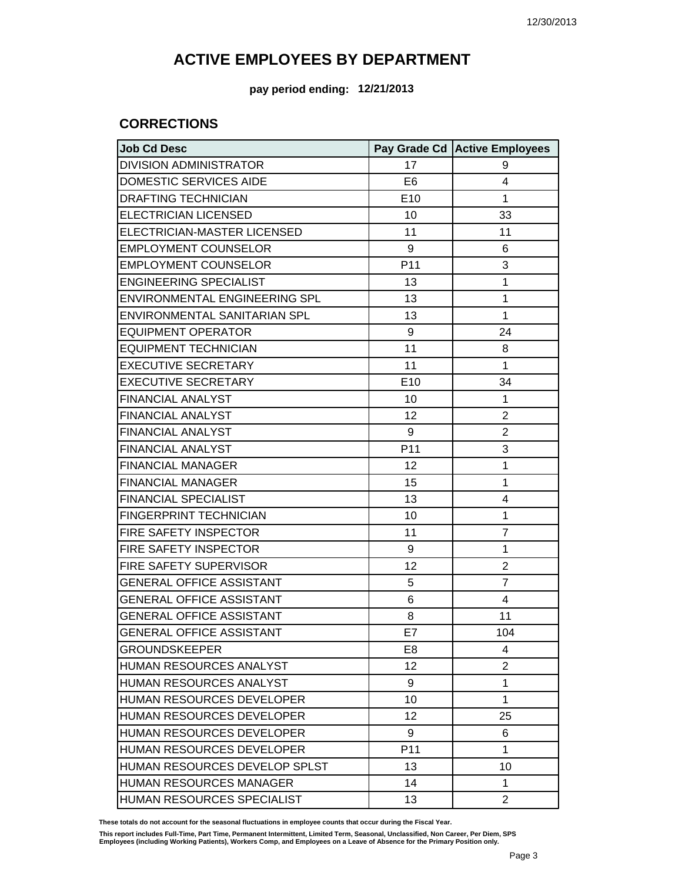# ACTIVE EMPLOYEES BY DEPARTMENT

**pay period ending: 12/21/2013**

## CORRECTIONS

| Job Cd Desc | Pay Grade Cd | Active Employees |
|---|---|---|
| DIVISION ADMINISTRATOR | 17 | 9 |
| DOMESTIC SERVICES AIDE | E6 | 4 |
| DRAFTING TECHNICIAN | E10 | 1 |
| ELECTRICIAN LICENSED | 10 | 33 |
| ELECTRICIAN-MASTER LICENSED | 11 | 11 |
| EMPLOYMENT COUNSELOR | 9 | 6 |
| EMPLOYMENT COUNSELOR | P11 | 3 |
| ENGINEERING SPECIALIST | 13 | 1 |
| ENVIRONMENTAL ENGINEERING SPL | 13 | 1 |
| ENVIRONMENTAL SANITARIAN SPL | 13 | 1 |
| EQUIPMENT OPERATOR | 9 | 24 |
| EQUIPMENT TECHNICIAN | 11 | 8 |
| EXECUTIVE SECRETARY | 11 | 1 |
| EXECUTIVE SECRETARY | E10 | 34 |
| FINANCIAL ANALYST | 10 | 1 |
| FINANCIAL ANALYST | 12 | 2 |
| FINANCIAL ANALYST | 9 | 2 |
| FINANCIAL ANALYST | P11 | 3 |
| FINANCIAL MANAGER | 12 | 1 |
| FINANCIAL MANAGER | 15 | 1 |
| FINANCIAL SPECIALIST | 13 | 4 |
| FINGERPRINT TECHNICIAN | 10 | 1 |
| FIRE SAFETY INSPECTOR | 11 | 7 |
| FIRE SAFETY INSPECTOR | 9 | 1 |
| FIRE SAFETY SUPERVISOR | 12 | 2 |
| GENERAL OFFICE ASSISTANT | 5 | 7 |
| GENERAL OFFICE ASSISTANT | 6 | 4 |
| GENERAL OFFICE ASSISTANT | 8 | 11 |
| GENERAL OFFICE ASSISTANT | E7 | 104 |
| GROUNDSKEEPER | E8 | 4 |
| HUMAN RESOURCES ANALYST | 12 | 2 |
| HUMAN RESOURCES ANALYST | 9 | 1 |
| HUMAN RESOURCES DEVELOPER | 10 | 1 |
| HUMAN RESOURCES DEVELOPER | 12 | 25 |
| HUMAN RESOURCES DEVELOPER | 9 | 6 |
| HUMAN RESOURCES DEVELOPER | P11 | 1 |
| HUMAN RESOURCES DEVELOP SPLST | 13 | 10 |
| HUMAN RESOURCES MANAGER | 14 | 1 |
| HUMAN RESOURCES SPECIALIST | 13 | 2 |

**These totals do not account for the seasonal fluctuations in employee counts that occur during the Fiscal Year.**

**This report includes Full-Time, Part Time, Permanent Intermittent, Limited Term, Seasonal, Unclassified, Non Career, Per Diem, SPS Employees (including Working Patients), Workers Comp, and Employees on a Leave of Absence for the Primary Position only.**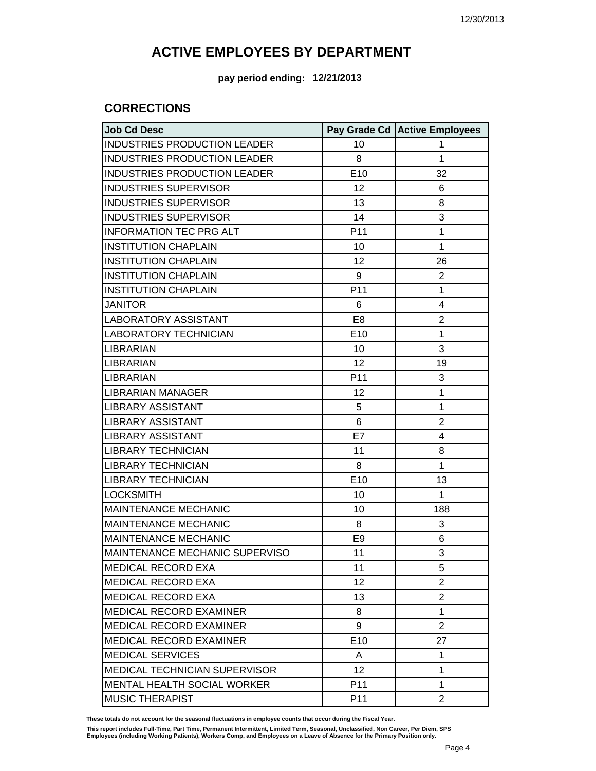# ACTIVE EMPLOYEES BY DEPARTMENT

**pay period ending: 12/21/2013**

## CORRECTIONS

| Job Cd Desc | Pay Grade Cd | Active Employees |
|---|---|---|
| INDUSTRIES PRODUCTION LEADER | 10 | 1 |
| INDUSTRIES PRODUCTION LEADER | 8 | 1 |
| INDUSTRIES PRODUCTION LEADER | E10 | 32 |
| INDUSTRIES SUPERVISOR | 12 | 6 |
| INDUSTRIES SUPERVISOR | 13 | 8 |
| INDUSTRIES SUPERVISOR | 14 | 3 |
| INFORMATION TEC PRG ALT | P11 | 1 |
| INSTITUTION CHAPLAIN | 10 | 1 |
| INSTITUTION CHAPLAIN | 12 | 26 |
| INSTITUTION CHAPLAIN | 9 | 2 |
| INSTITUTION CHAPLAIN | P11 | 1 |
| JANITOR | 6 | 4 |
| LABORATORY ASSISTANT | E8 | 2 |
| LABORATORY TECHNICIAN | E10 | 1 |
| LIBRARIAN | 10 | 3 |
| LIBRARIAN | 12 | 19 |
| LIBRARIAN | P11 | 3 |
| LIBRARIAN MANAGER | 12 | 1 |
| LIBRARY ASSISTANT | 5 | 1 |
| LIBRARY ASSISTANT | 6 | 2 |
| LIBRARY ASSISTANT | E7 | 4 |
| LIBRARY TECHNICIAN | 11 | 8 |
| LIBRARY TECHNICIAN | 8 | 1 |
| LIBRARY TECHNICIAN | E10 | 13 |
| LOCKSMITH | 10 | 1 |
| MAINTENANCE MECHANIC | 10 | 188 |
| MAINTENANCE MECHANIC | 8 | 3 |
| MAINTENANCE MECHANIC | E9 | 6 |
| MAINTENANCE MECHANIC SUPERVISO | 11 | 3 |
| MEDICAL RECORD EXA | 11 | 5 |
| MEDICAL RECORD EXA | 12 | 2 |
| MEDICAL RECORD EXA | 13 | 2 |
| MEDICAL RECORD EXAMINER | 8 | 1 |
| MEDICAL RECORD EXAMINER | 9 | 2 |
| MEDICAL RECORD EXAMINER | E10 | 27 |
| MEDICAL SERVICES | A | 1 |
| MEDICAL TECHNICIAN SUPERVISOR | 12 | 1 |
| MENTAL HEALTH SOCIAL WORKER | P11 | 1 |
| MUSIC THERAPIST | P11 | 2 |

**These totals do not account for the seasonal fluctuations in employee counts that occur during the Fiscal Year.**

**This report includes Full-Time, Part Time, Permanent Intermittent, Limited Term, Seasonal, Unclassified, Non Career, Per Diem, SPS Employees (including Working Patients), Workers Comp, and Employees on a Leave of Absence for the Primary Position only.**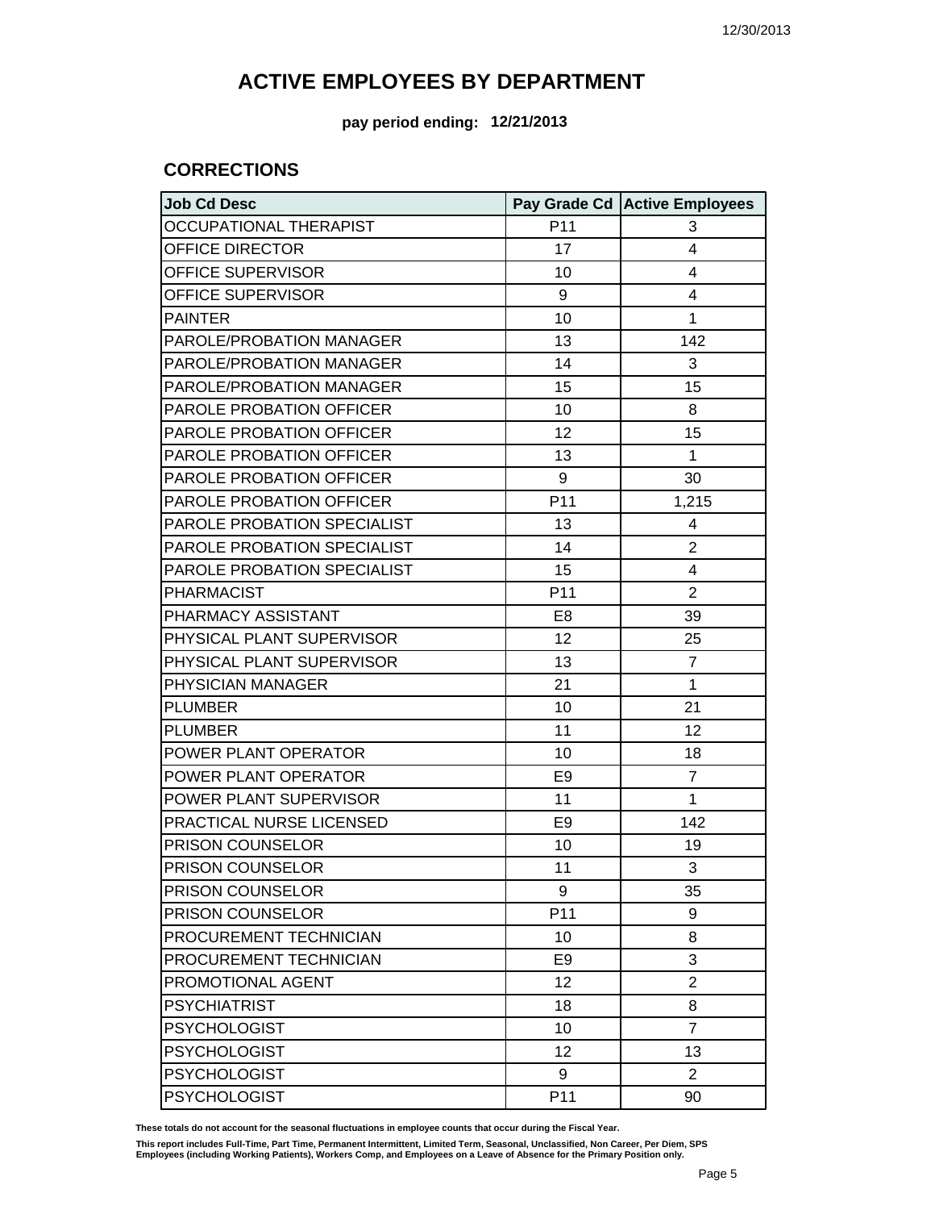# ACTIVE EMPLOYEES BY DEPARTMENT

**pay period ending: 12/21/2013**

## CORRECTIONS

| Job Cd Desc | Pay Grade Cd | Active Employees |
|---|---|---|
| OCCUPATIONAL THERAPIST | P11 | 3 |
| OFFICE DIRECTOR | 17 | 4 |
| OFFICE SUPERVISOR | 10 | 4 |
| OFFICE SUPERVISOR | 9 | 4 |
| PAINTER | 10 | 1 |
| PAROLE/PROBATION MANAGER | 13 | 142 |
| PAROLE/PROBATION MANAGER | 14 | 3 |
| PAROLE/PROBATION MANAGER | 15 | 15 |
| PAROLE PROBATION OFFICER | 10 | 8 |
| PAROLE PROBATION OFFICER | 12 | 15 |
| PAROLE PROBATION OFFICER | 13 | 1 |
| PAROLE PROBATION OFFICER | 9 | 30 |
| PAROLE PROBATION OFFICER | P11 | 1,215 |
| PAROLE PROBATION SPECIALIST | 13 | 4 |
| PAROLE PROBATION SPECIALIST | 14 | 2 |
| PAROLE PROBATION SPECIALIST | 15 | 4 |
| PHARMACIST | P11 | 2 |
| PHARMACY ASSISTANT | E8 | 39 |
| PHYSICAL PLANT SUPERVISOR | 12 | 25 |
| PHYSICAL PLANT SUPERVISOR | 13 | 7 |
| PHYSICIAN MANAGER | 21 | 1 |
| PLUMBER | 10 | 21 |
| PLUMBER | 11 | 12 |
| POWER PLANT OPERATOR | 10 | 18 |
| POWER PLANT OPERATOR | E9 | 7 |
| POWER PLANT SUPERVISOR | 11 | 1 |
| PRACTICAL NURSE LICENSED | E9 | 142 |
| PRISON COUNSELOR | 10 | 19 |
| PRISON COUNSELOR | 11 | 3 |
| PRISON COUNSELOR | 9 | 35 |
| PRISON COUNSELOR | P11 | 9 |
| PROCUREMENT TECHNICIAN | 10 | 8 |
| PROCUREMENT TECHNICIAN | E9 | 3 |
| PROMOTIONAL AGENT | 12 | 2 |
| PSYCHIATRIST | 18 | 8 |
| PSYCHOLOGIST | 10 | 7 |
| PSYCHOLOGIST | 12 | 13 |
| PSYCHOLOGIST | 9 | 2 |
| PSYCHOLOGIST | P11 | 90 |

**These totals do not account for the seasonal fluctuations in employee counts that occur during the Fiscal Year.**

**This report includes Full-Time, Part Time, Permanent Intermittent, Limited Term, Seasonal, Unclassified, Non Career, Per Diem, SPS Employees (including Working Patients), Workers Comp, and Employees on a Leave of Absence for the Primary Position only.**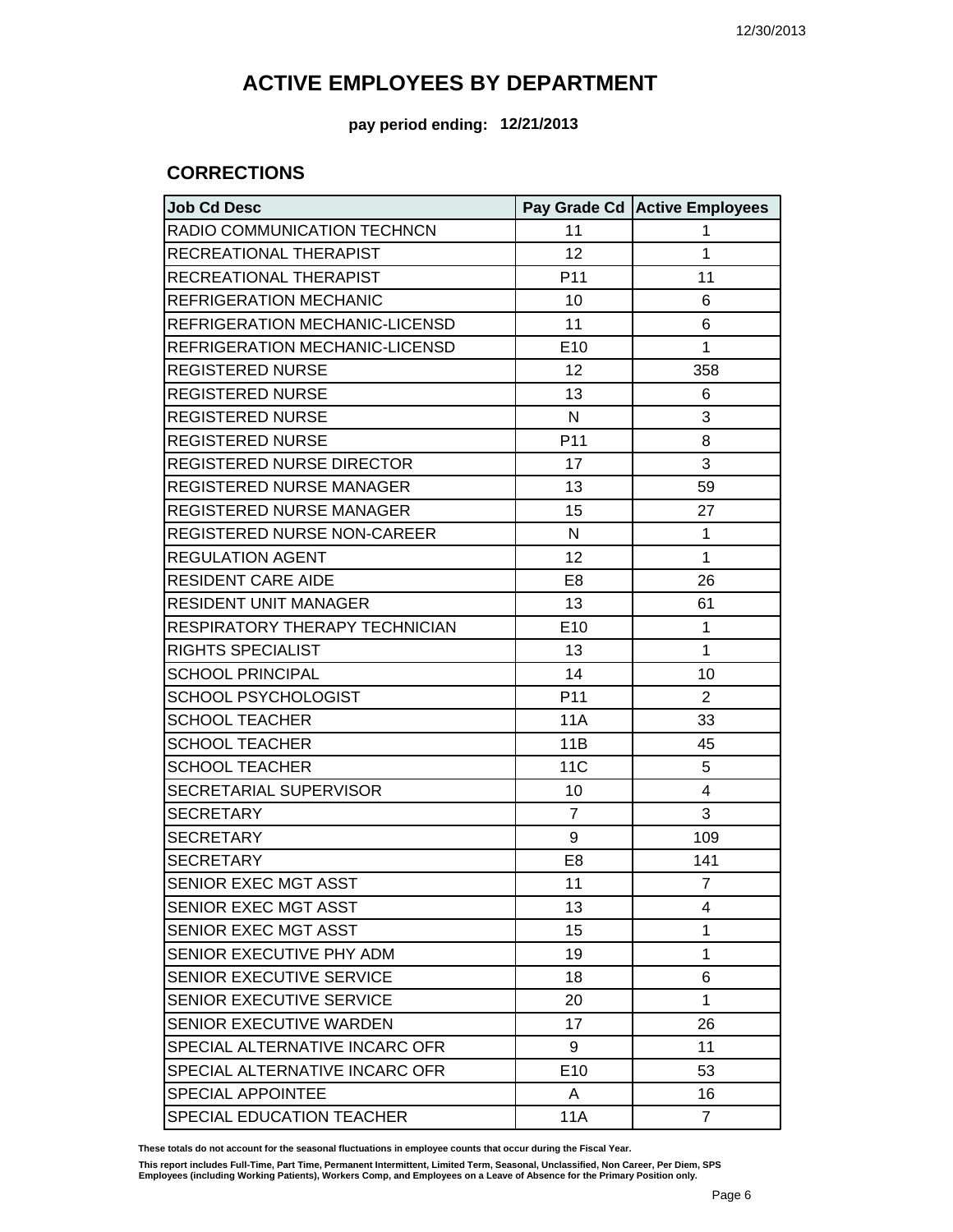# ACTIVE EMPLOYEES BY DEPARTMENT

**pay period ending: 12/21/2013**

## CORRECTIONS

| Job Cd Desc | Pay Grade Cd | Active Employees |
|---|---|---|
| RADIO COMMUNICATION TECHNCN | 11 | 1 |
| RECREATIONAL THERAPIST | 12 | 1 |
| RECREATIONAL THERAPIST | P11 | 11 |
| REFRIGERATION MECHANIC | 10 | 6 |
| REFRIGERATION MECHANIC-LICENSD | 11 | 6 |
| REFRIGERATION MECHANIC-LICENSD | E10 | 1 |
| REGISTERED NURSE | 12 | 358 |
| REGISTERED NURSE | 13 | 6 |
| REGISTERED NURSE | N | 3 |
| REGISTERED NURSE | P11 | 8 |
| REGISTERED NURSE DIRECTOR | 17 | 3 |
| REGISTERED NURSE MANAGER | 13 | 59 |
| REGISTERED NURSE MANAGER | 15 | 27 |
| REGISTERED NURSE NON-CAREER | N | 1 |
| REGULATION AGENT | 12 | 1 |
| RESIDENT CARE AIDE | E8 | 26 |
| RESIDENT UNIT MANAGER | 13 | 61 |
| RESPIRATORY THERAPY TECHNICIAN | E10 | 1 |
| RIGHTS SPECIALIST | 13 | 1 |
| SCHOOL PRINCIPAL | 14 | 10 |
| SCHOOL PSYCHOLOGIST | P11 | 2 |
| SCHOOL TEACHER | 11A | 33 |
| SCHOOL TEACHER | 11B | 45 |
| SCHOOL TEACHER | 11C | 5 |
| SECRETARIAL SUPERVISOR | 10 | 4 |
| SECRETARY | 7 | 3 |
| SECRETARY | 9 | 109 |
| SECRETARY | E8 | 141 |
| SENIOR EXEC MGT ASST | 11 | 7 |
| SENIOR EXEC MGT ASST | 13 | 4 |
| SENIOR EXEC MGT ASST | 15 | 1 |
| SENIOR EXECUTIVE PHY ADM | 19 | 1 |
| SENIOR EXECUTIVE SERVICE | 18 | 6 |
| SENIOR EXECUTIVE SERVICE | 20 | 1 |
| SENIOR EXECUTIVE WARDEN | 17 | 26 |
| SPECIAL ALTERNATIVE INCARC OFR | 9 | 11 |
| SPECIAL ALTERNATIVE INCARC OFR | E10 | 53 |
| SPECIAL APPOINTEE | A | 16 |
| SPECIAL EDUCATION TEACHER | 11A | 7 |

**These totals do not account for the seasonal fluctuations in employee counts that occur during the Fiscal Year.**

**This report includes Full-Time, Part Time, Permanent Intermittent, Limited Term, Seasonal, Unclassified, Non Career, Per Diem, SPS Employees (including Working Patients), Workers Comp, and Employees on a Leave of Absence for the Primary Position only.**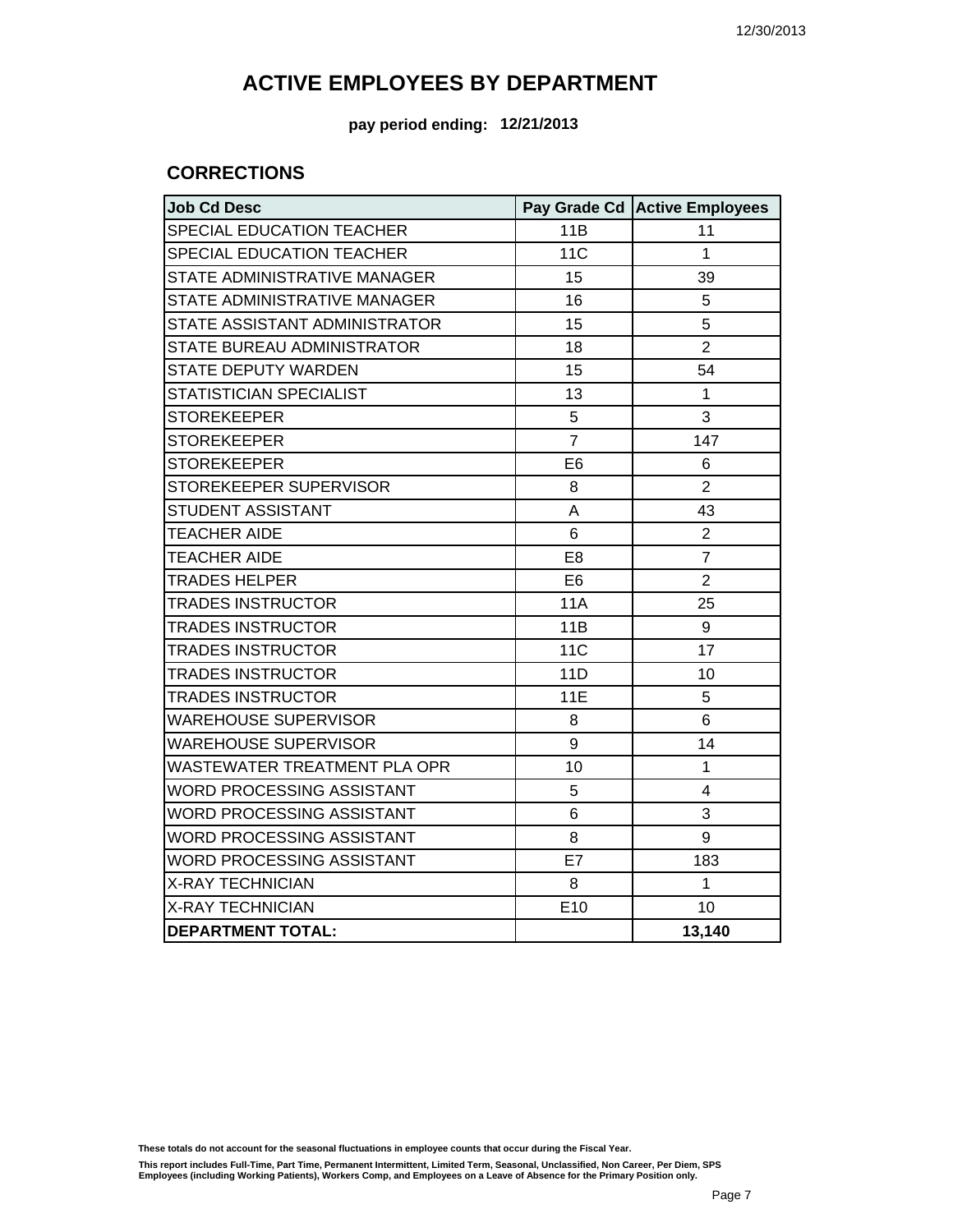# ACTIVE EMPLOYEES BY DEPARTMENT

**pay period ending: 12/21/2013**

## CORRECTIONS

| Job Cd Desc | Pay Grade Cd | Active Employees |
|---|---|---|
| SPECIAL EDUCATION TEACHER | 11B | 11 |
| SPECIAL EDUCATION TEACHER | 11C | 1 |
| STATE ADMINISTRATIVE MANAGER | 15 | 39 |
| STATE ADMINISTRATIVE MANAGER | 16 | 5 |
| STATE ASSISTANT ADMINISTRATOR | 15 | 5 |
| STATE BUREAU ADMINISTRATOR | 18 | 2 |
| STATE DEPUTY WARDEN | 15 | 54 |
| STATISTICIAN SPECIALIST | 13 | 1 |
| STOREKEEPER | 5 | 3 |
| STOREKEEPER | 7 | 147 |
| STOREKEEPER | E6 | 6 |
| STOREKEEPER SUPERVISOR | 8 | 2 |
| STUDENT ASSISTANT | A | 43 |
| TEACHER AIDE | 6 | 2 |
| TEACHER AIDE | E8 | 7 |
| TRADES HELPER | E6 | 2 |
| TRADES INSTRUCTOR | 11A | 25 |
| TRADES INSTRUCTOR | 11B | 9 |
| TRADES INSTRUCTOR | 11C | 17 |
| TRADES INSTRUCTOR | 11D | 10 |
| TRADES INSTRUCTOR | 11E | 5 |
| WAREHOUSE SUPERVISOR | 8 | 6 |
| WAREHOUSE SUPERVISOR | 9 | 14 |
| WASTEWATER TREATMENT PLA OPR | 10 | 1 |
| WORD PROCESSING ASSISTANT | 5 | 4 |
| WORD PROCESSING ASSISTANT | 6 | 3 |
| WORD PROCESSING ASSISTANT | 8 | 9 |
| WORD PROCESSING ASSISTANT | E7 | 183 |
| X-RAY TECHNICIAN | 8 | 1 |
| X-RAY TECHNICIAN | E10 | 10 |
| **DEPARTMENT TOTAL:** | | **13,140** |

**These totals do not account for the seasonal fluctuations in employee counts that occur during the Fiscal Year.**

**This report includes Full-Time, Part Time, Permanent Intermittent, Limited Term, Seasonal, Unclassified, Non Career, Per Diem, SPS Employees (including Working Patients), Workers Comp, and Employees on a Leave of Absence for the Primary Position only.**